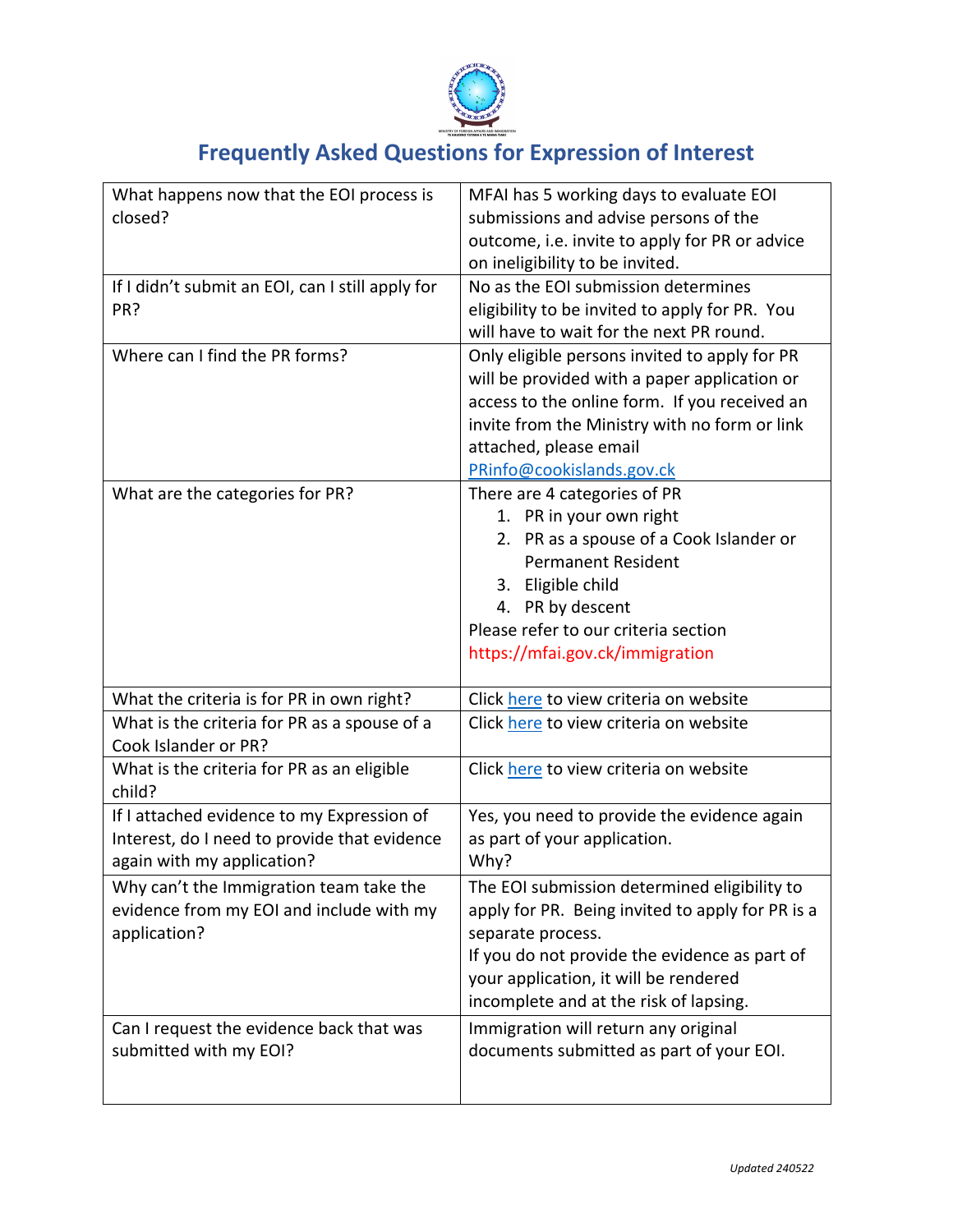# Frequently Asked Questions for Expression of Interest

| | |
|---|---|
| What happens now that the EOI process is closed? | MFAI has 5 working days to evaluate EOI submissions and advise persons of the outcome, i.e. invite to apply for PR or advice on ineligibility to be invited. |
| If I didn't submit an EOI, can I still apply for PR? | No as the EOI submission determines eligibility to be invited to apply for PR. You will have to wait for the next PR round. |
| Where can I find the PR forms? | Only eligible persons invited to apply for PR will be provided with a paper application or access to the online form. If you received an invite from the Ministry with no form or link attached, please email PRinfo@cookislands.gov.ck |
| What are the categories for PR? | There are 4 categories of PR<br>1. PR in your own right<br>2. PR as a spouse of a Cook Islander or Permanent Resident<br>3. Eligible child<br>4. PR by descent<br>Please refer to our criteria section https://mfai.gov.ck/immigration |
| What the criteria is for PR in own right? | Click here to view criteria on website |
| What is the criteria for PR as a spouse of a Cook Islander or PR? | Click here to view criteria on website |
| What is the criteria for PR as an eligible child? | Click here to view criteria on website |
| If I attached evidence to my Expression of Interest, do I need to provide that evidence again with my application? | Yes, you need to provide the evidence again as part of your application.<br>Why? |
| Why can't the Immigration team take the evidence from my EOI and include with my application? | The EOI submission determined eligibility to apply for PR. Being invited to apply for PR is a separate process.<br>If you do not provide the evidence as part of your application, it will be rendered incomplete and at the risk of lapsing. |
| Can I request the evidence back that was submitted with my EOI? | Immigration will return any original documents submitted as part of your EOI. |

*Updated 240522*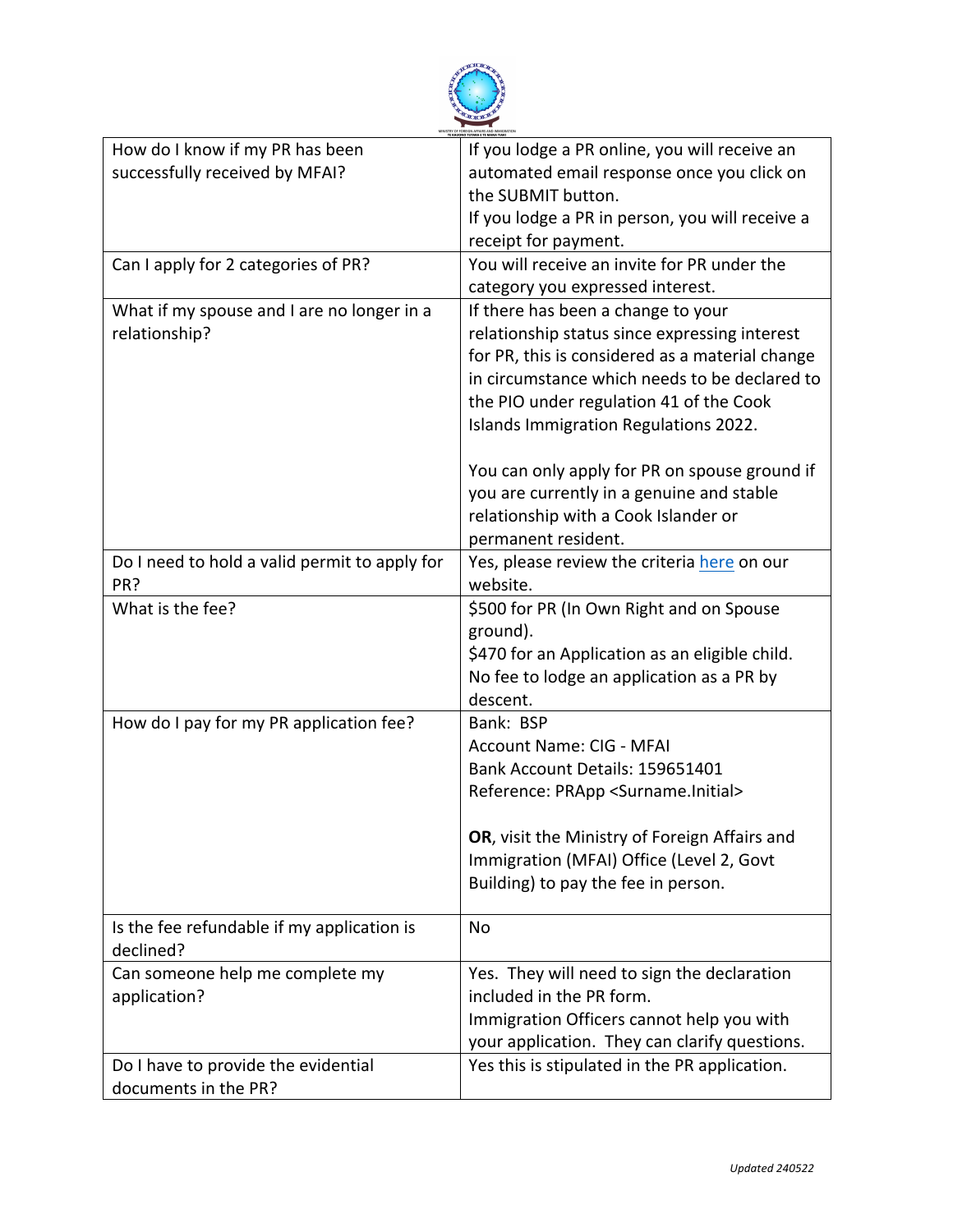| | |
|---|---|
| How do I know if my PR has been successfully received by MFAI? | If you lodge a PR online, you will receive an automated email response once you click on the SUBMIT button.<br>If you lodge a PR in person, you will receive a receipt for payment. |
| Can I apply for 2 categories of PR? | You will receive an invite for PR under the category you expressed interest. |
| What if my spouse and I are no longer in a relationship? | If there has been a change to your relationship status since expressing interest for PR, this is considered as a material change in circumstance which needs to be declared to the PIO under regulation 41 of the Cook Islands Immigration Regulations 2022.<br><br>You can only apply for PR on spouse ground if you are currently in a genuine and stable relationship with a Cook Islander or permanent resident. |
| Do I need to hold a valid permit to apply for PR? | Yes, please review the criteria here on our website. |
| What is the fee? | $500 for PR (In Own Right and on Spouse ground).<br>$470 for an Application as an eligible child.<br>No fee to lodge an application as a PR by descent. |
| How do I pay for my PR application fee? | Bank: BSP<br>Account Name: CIG - MFAI<br>Bank Account Details: 159651401<br>Reference: PRApp <Surname.Initial><br><br>**OR**, visit the Ministry of Foreign Affairs and Immigration (MFAI) Office (Level 2, Govt Building) to pay the fee in person. |
| Is the fee refundable if my application is declined? | No |
| Can someone help me complete my application? | Yes. They will need to sign the declaration included in the PR form.<br>Immigration Officers cannot help you with your application. They can clarify questions. |
| Do I have to provide the evidential documents in the PR? | Yes this is stipulated in the PR application. |

*Updated 240522*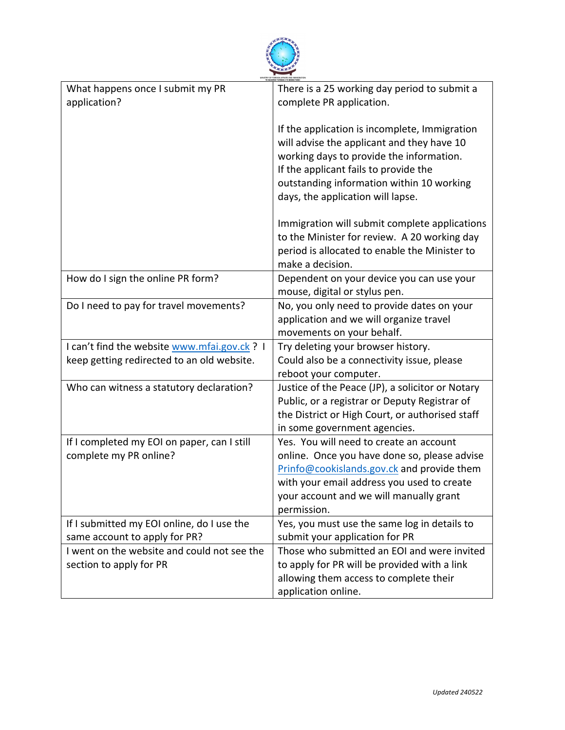| What happens once I submit my PR application? | There is a 25 working day period to submit a complete PR application.<br><br>If the application is incomplete, Immigration will advise the applicant and they have 10 working days to provide the information. If the applicant fails to provide the outstanding information within 10 working days, the application will lapse.<br><br>Immigration will submit complete applications to the Minister for review. A 20 working day period is allocated to enable the Minister to make a decision. |
|---|---|
| How do I sign the online PR form? | Dependent on your device you can use your mouse, digital or stylus pen. |
| Do I need to pay for travel movements? | No, you only need to provide dates on your application and we will organize travel movements on your behalf. |
| I can't find the website [www.mfai.gov.ck](http://www.mfai.gov.ck) ? I keep getting redirected to an old website. | Try deleting your browser history.<br>Could also be a connectivity issue, please reboot your computer. |
| Who can witness a statutory declaration? | Justice of the Peace (JP), a solicitor or Notary Public, or a registrar or Deputy Registrar of the District or High Court, or authorised staff in some government agencies. |
| If I completed my EOI on paper, can I still complete my PR online? | Yes. You will need to create an account online. Once you have done so, please advise [Prinfo@cookislands.gov.ck](mailto:Prinfo@cookislands.gov.ck) and provide them with your email address you used to create your account and we will manually grant permission. |
| If I submitted my EOI online, do I use the same account to apply for PR? | Yes, you must use the same log in details to submit your application for PR |
| I went on the website and could not see the section to apply for PR | Those who submitted an EOI and were invited to apply for PR will be provided with a link allowing them access to complete their application online. |

*Updated 240522*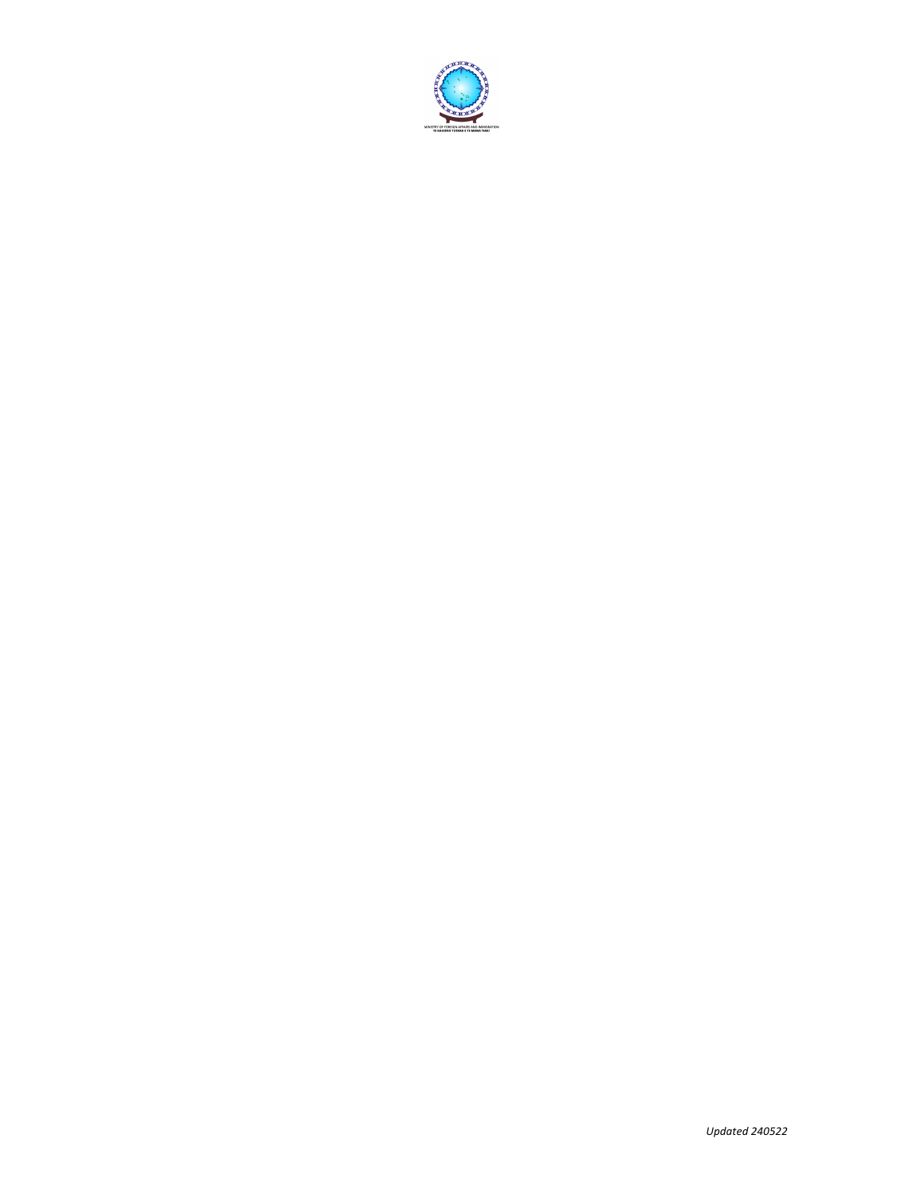MINISTRY OF FOREIGN AFFAIRS AND IMMIGRATION
TE MAUONO TUTAKI E TE MANA TIAKI

*Updated 240522*